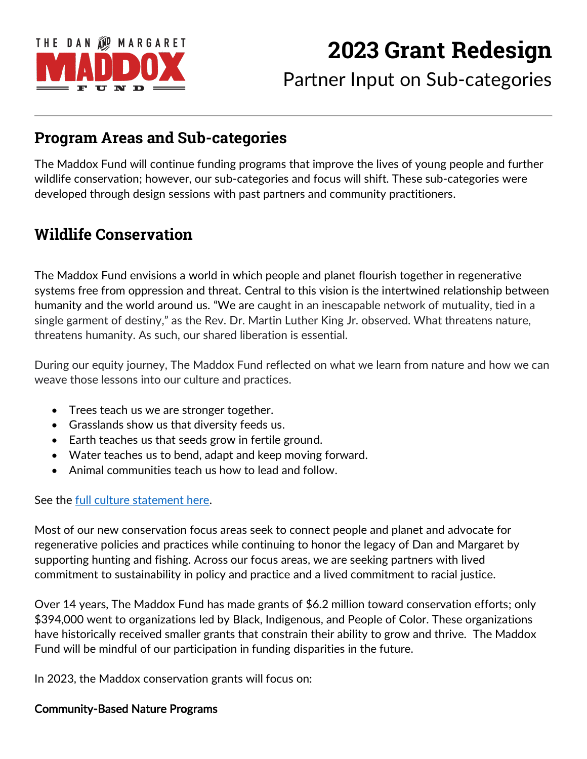THE DAN AND MARGARET MADDOX FUND

# 2023 Grant Redesign

Partner Input on Sub-categories

## Program Areas and Sub-categories

The Maddox Fund will continue funding programs that improve the lives of young people and further wildlife conservation; however, our sub-categories and focus will shift. These sub-categories were developed through design sessions with past partners and community practitioners.

## Wildlife Conservation

The Maddox Fund envisions a world in which people and planet flourish together in regenerative systems free from oppression and threat. Central to this vision is the intertwined relationship between humanity and the world around us. "We are caught in an inescapable network of mutuality, tied in a single garment of destiny," as the Rev. Dr. Martin Luther King Jr. observed. What threatens nature, threatens humanity. As such, our shared liberation is essential.

During our equity journey, The Maddox Fund reflected on what we learn from nature and how we can weave those lessons into our culture and practices.

- Trees teach us we are stronger together.
- Grasslands show us that diversity feeds us.
- Earth teaches us that seeds grow in fertile ground.
- Water teaches us to bend, adapt and keep moving forward.
- Animal communities teach us how to lead and follow.

See the [full culture statement here](#).

Most of our new conservation focus areas seek to connect people and planet and advocate for regenerative policies and practices while continuing to honor the legacy of Dan and Margaret by supporting hunting and fishing. Across our focus areas, we are seeking partners with lived commitment to sustainability in policy and practice and a lived commitment to racial justice.

Over 14 years, The Maddox Fund has made grants of $6.2 million toward conservation efforts; only $394,000 went to organizations led by Black, Indigenous, and People of Color. These organizations have historically received smaller grants that constrain their ability to grow and thrive. The Maddox Fund will be mindful of our participation in funding disparities in the future.

In 2023, the Maddox conservation grants will focus on:

**Community-Based Nature Programs**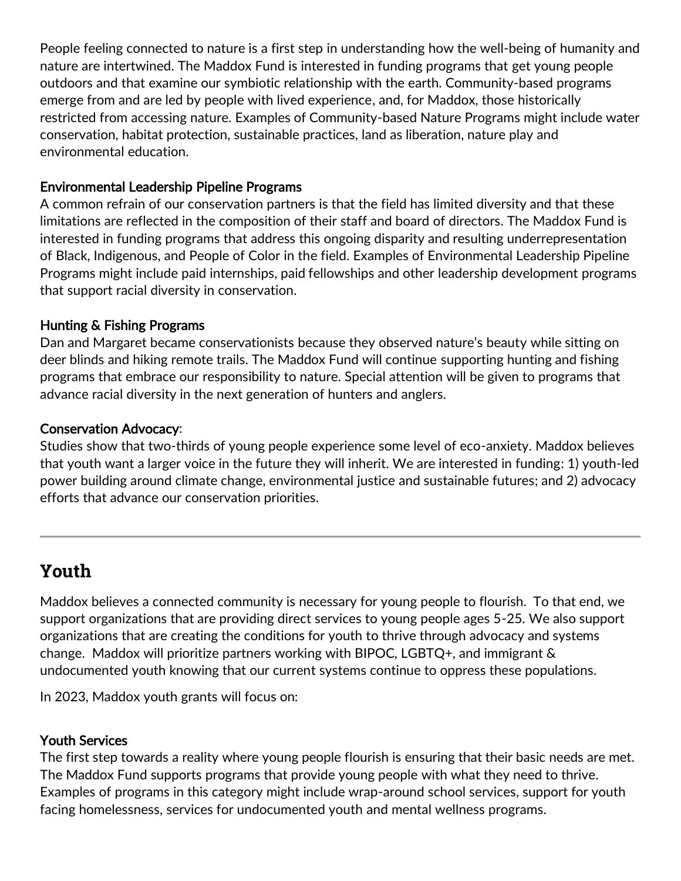People feeling connected to nature is a first step in understanding how the well-being of humanity and nature are intertwined. The Maddox Fund is interested in funding programs that get young people outdoors and that examine our symbiotic relationship with the earth. Community-based programs emerge from and are led by people with lived experience, and, for Maddox, those historically restricted from accessing nature. Examples of Community-based Nature Programs might include water conservation, habitat protection, sustainable practices, land as liberation, nature play and environmental education.

### Environmental Leadership Pipeline Programs

A common refrain of our conservation partners is that the field has limited diversity and that these limitations are reflected in the composition of their staff and board of directors. The Maddox Fund is interested in funding programs that address this ongoing disparity and resulting underrepresentation of Black, Indigenous, and People of Color in the field. Examples of Environmental Leadership Pipeline Programs might include paid internships, paid fellowships and other leadership development programs that support racial diversity in conservation.

### Hunting & Fishing Programs

Dan and Margaret became conservationists because they observed nature's beauty while sitting on deer blinds and hiking remote trails. The Maddox Fund will continue supporting hunting and fishing programs that embrace our responsibility to nature. Special attention will be given to programs that advance racial diversity in the next generation of hunters and anglers.

### Conservation Advocacy:

Studies show that two-thirds of young people experience some level of eco-anxiety. Maddox believes that youth want a larger voice in the future they will inherit. We are interested in funding: 1) youth-led power building around climate change, environmental justice and sustainable futures; and 2) advocacy efforts that advance our conservation priorities.

---

## Youth

Maddox believes a connected community is necessary for young people to flourish. To that end, we support organizations that are providing direct services to young people ages 5-25. We also support organizations that are creating the conditions for youth to thrive through advocacy and systems change. Maddox will prioritize partners working with BIPOC, LGBTQ+, and immigrant & undocumented youth knowing that our current systems continue to oppress these populations.

In 2023, Maddox youth grants will focus on:

### Youth Services

The first step towards a reality where young people flourish is ensuring that their basic needs are met. The Maddox Fund supports programs that provide young people with what they need to thrive. Examples of programs in this category might include wrap-around school services, support for youth facing homelessness, services for undocumented youth and mental wellness programs.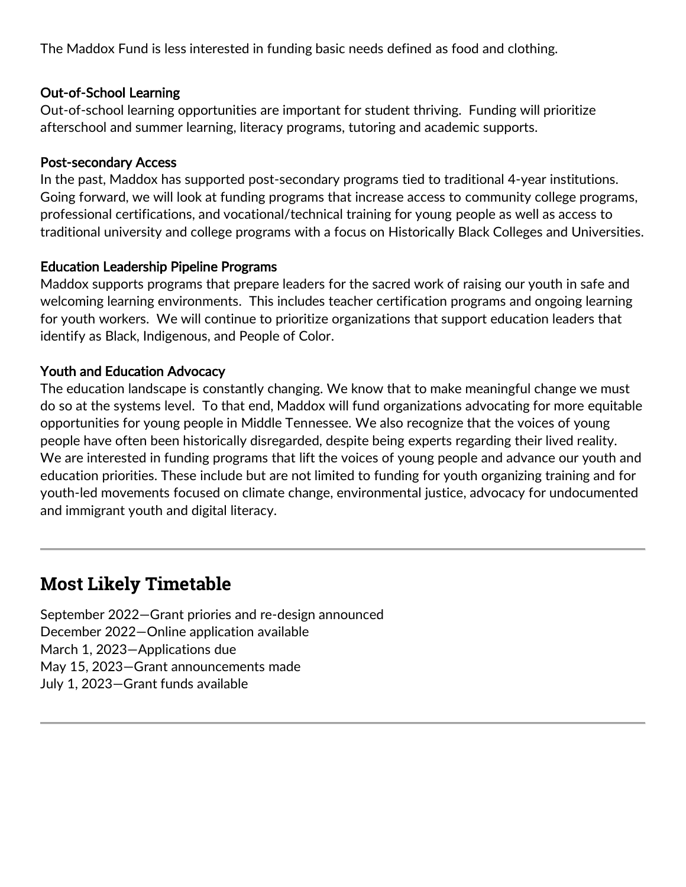The Maddox Fund is less interested in funding basic needs defined as food and clothing.

### Out-of-School Learning

Out-of-school learning opportunities are important for student thriving. Funding will prioritize afterschool and summer learning, literacy programs, tutoring and academic supports.

### Post-secondary Access

In the past, Maddox has supported post-secondary programs tied to traditional 4-year institutions. Going forward, we will look at funding programs that increase access to community college programs, professional certifications, and vocational/technical training for young people as well as access to traditional university and college programs with a focus on Historically Black Colleges and Universities.

### Education Leadership Pipeline Programs

Maddox supports programs that prepare leaders for the sacred work of raising our youth in safe and welcoming learning environments. This includes teacher certification programs and ongoing learning for youth workers. We will continue to prioritize organizations that support education leaders that identify as Black, Indigenous, and People of Color.

### Youth and Education Advocacy

The education landscape is constantly changing. We know that to make meaningful change we must do so at the systems level. To that end, Maddox will fund organizations advocating for more equitable opportunities for young people in Middle Tennessee. We also recognize that the voices of young people have often been historically disregarded, despite being experts regarding their lived reality. We are interested in funding programs that lift the voices of young people and advance our youth and education priorities. These include but are not limited to funding for youth organizing training and for youth-led movements focused on climate change, environmental justice, advocacy for undocumented and immigrant youth and digital literacy.

---

## Most Likely Timetable

September 2022—Grant priories and re-design announced
December 2022—Online application available
March 1, 2023—Applications due
May 15, 2023—Grant announcements made
July 1, 2023—Grant funds available

---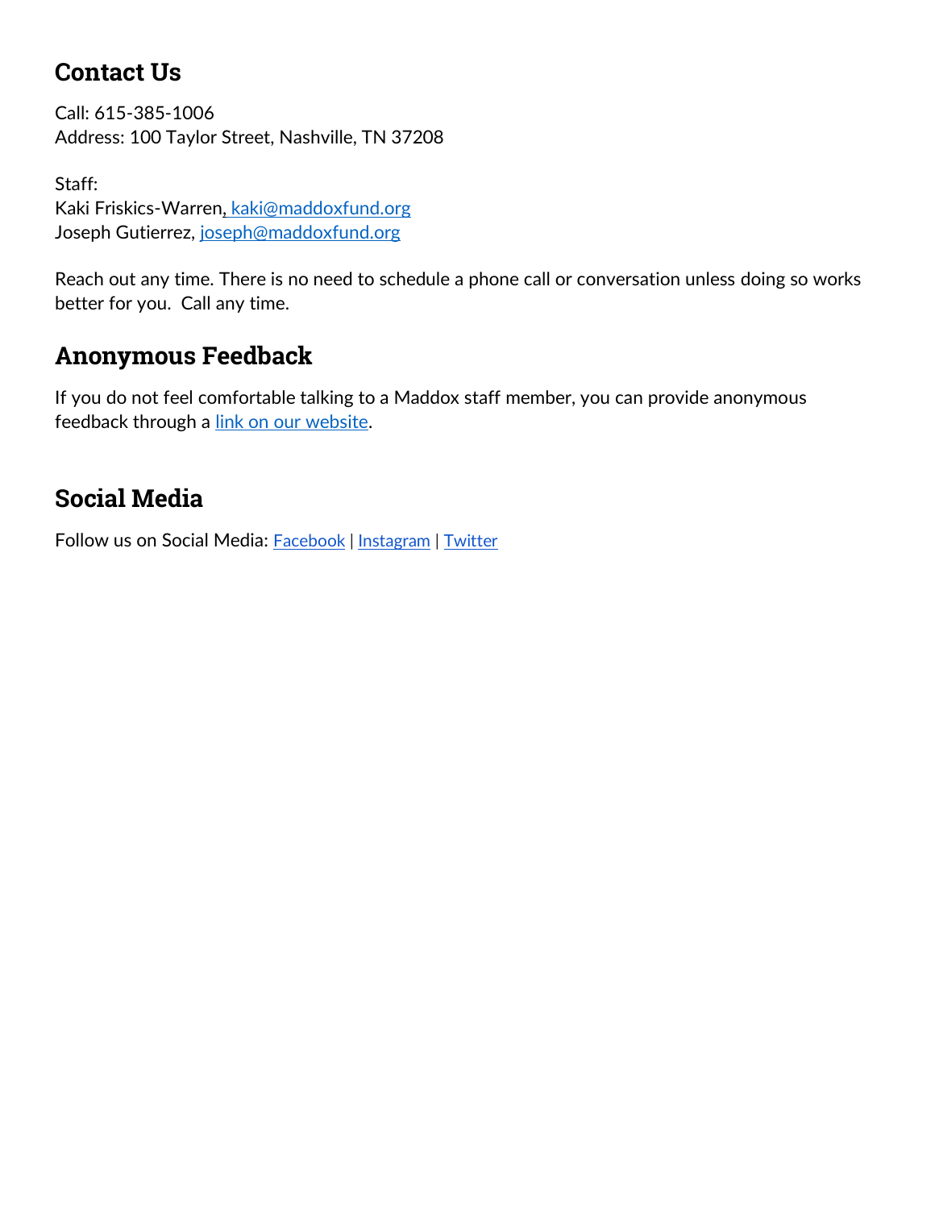## Contact Us

Call: 615-385-1006
Address: 100 Taylor Street, Nashville, TN 37208

Staff:
Kaki Friskics-Warren, kaki@maddoxfund.org
Joseph Gutierrez, joseph@maddoxfund.org

Reach out any time. There is no need to schedule a phone call or conversation unless doing so works better for you. Call any time.

## Anonymous Feedback

If you do not feel comfortable talking to a Maddox staff member, you can provide anonymous feedback through a link on our website.

## Social Media

Follow us on Social Media: Facebook | Instagram | Twitter